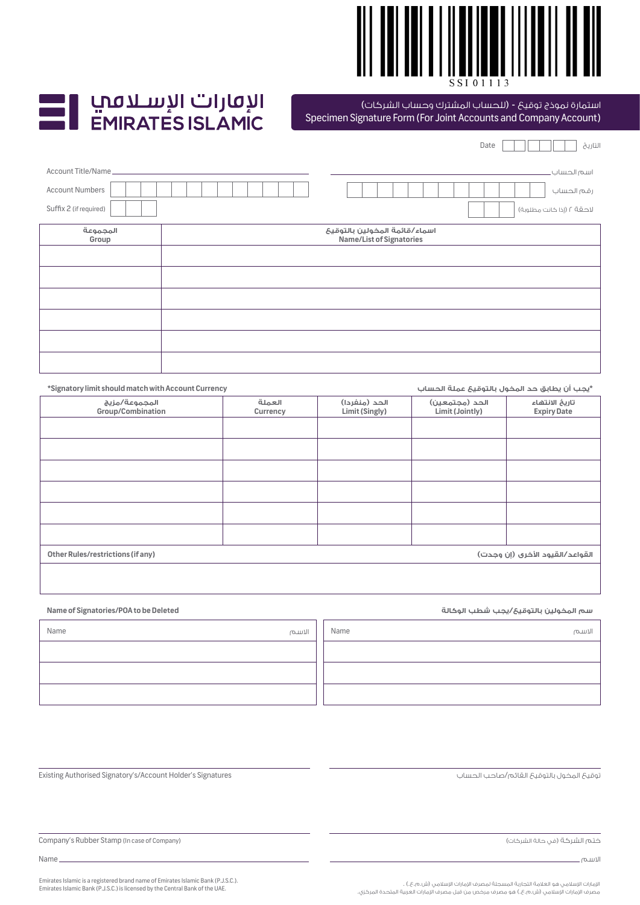SSI 01113

الإمارات الإسلامي
EMIRATES ISLAMIC

# استمارة نموذج توقيع - (للحساب المشترك وحساب الشركات)
# Specimen Signature Form (For Joint Accounts and Company Account)

Date | | | | | | | | التاريخ

Account Title/Name ____________________ ____________________ اسم الحساب

Account Numbers | | | | | | | | | | | | | | رقم الحساب

Suffix 2 (if required) | | | | لاحقة ٢ (إذا كانت مطلوبة)

| المجموعة<br>Group | اسماء/قائمة المخولين بالتوقيع<br>Name/List of Signatories |
|---|---|
| | |
| | |
| | |
| | |
| | |
| | |

*Signatory limit should match with Account Currency — *يجب أن يطابق حد المخول بالتوقيع عملة الحساب

| المجموعة/مزيج<br>Group/Combination | العملة<br>Currency | الحد (منفردا)<br>Limit (Singly) | الحد (مجتمعين)<br>Limit (Jointly) | تاريخ الانتهاء<br>Expiry Date |
|---|---|---|---|---|
| | | | | |
| | | | | |
| | | | | |
| | | | | |
| | | | | |
| | | | | |

**Other Rules/restrictions (if any)** — **القواعد/القيود الأخرى (إن وجدت)**

**Name of Signatories/POA to be Deleted** — **سم المخولين بالتوقيع/يجب شطب الوكالة**

| Name الاسم | Name الاسم |
|---|---|
| | |
| | |
| | |

Existing Authorised Signatory's/Account Holder's Signatures — توقيع المخول بالتوقيع القائم/صاحب الحساب

Company's Rubber Stamp (In case of Company) — ختم الشركة (في حالة الشركات)

Name ____________________ ____________________ الاسم

Emirates Islamic is a registered brand name of Emirates Islamic Bank (P.J.S.C.).
Emirates Islamic Bank (P.J.S.C.) is licensed by the Central Bank of the UAE.

الإمارات الإسلامي هو العلامة التجارية المسجلة لمصرف الإمارات الإسلامي (ش.م.ع.).
مصرف الإمارات الإسلامي (ش.م.ع.) هو مصرف مرخص من قبل مصرف الإمارات العربية المتحدة المركزي.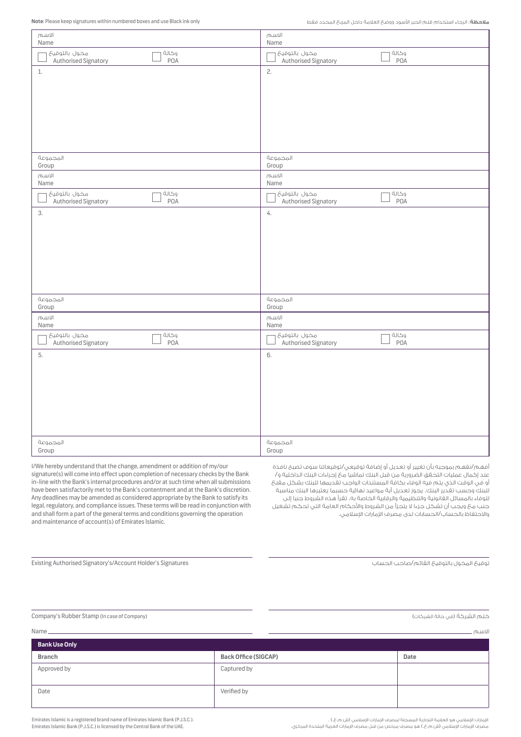**Note**: Please keep signatures within numbered boxes and use Black ink only

**ملاحظة**: الرجاء استخدام قلم الحبر الأسود ووضع العلامة داخل المربع المحدد فقط

| | |
|---|---|
| الاسم<br>Name | الاسم<br>Name |
| ☐ مخول بالتوقيع Authorised Signatory ☐ وكالة POA | ☐ مخول بالتوقيع Authorised Signatory ☐ وكالة POA |
| 1. | 2. |
| المجموعة<br>Group | المجموعة<br>Group |
| الاسم<br>Name | الاسم<br>Name |
| ☐ مخول بالتوقيع Authorised Signatory ☐ وكالة POA | ☐ مخول بالتوقيع Authorised Signatory ☐ وكالة POA |
| 3. | 4. |
| المجموعة<br>Group | المجموعة<br>Group |
| الاسم<br>Name | الاسم<br>Name |
| ☐ مخول بالتوقيع Authorised Signatory ☐ وكالة POA | ☐ مخول بالتوقيع Authorised Signatory ☐ وكالة POA |
| 5. | 6. |
| المجموعة<br>Group | المجموعة<br>Group |

I/We hereby understand that the change, amendment or addition of my/our signature(s) will come into effect upon completion of necessary checks by the Bank in-line with the Bank's internal procedures and/or at such time when all submissions have been satisfactorily met to the Bank's contentment and at the Bank's discretion. Any deadlines may be amended as considered appropriate by the Bank to satisfy its legal, regulatory, and compliance issues. These terms will be read in conjunction with and shall form a part of the general terms and conditions governing the operation and maintenance of account(s) of Emirates Islamic.

أفهم/نفهم بموجبه بأن تغيير أو تعديل أو إضافة توقيعي/توقيعاتنا سوف تصبح نافذة عند إكمال عمليات التحقق الضرورية من قبل البنك تماشيا مع إجراءات البنك الداخلية و/أو في الوقت الذي يتم فيه الوفاء بكافة المستندات الواجب تقديمها للبنك بشكل مقنع للبنك وحسب تقدير البنك. يجوز تعديل أية مواعيد نهائية حسبما يعتبرها البنك مناسبة للوفاء بالمسائل القانونية والتنظيمية والرقابية الخاصة به. تقرأ هذه الشروط جنبا إلى جنب مع ويجب أن تشكل جزءا لا يتجزأ من الشروط والأحكام العامة التي تحكم تشغيل والاحتفاظ بالحساب/الحسابات لدى مصرف الإمارات الإسلامي.

Existing Authorised Signatory's/Account Holder's Signatures ____________________

توقيع المخول بالتوقيع القائم/صاحب الحساب ____________________

Company's Rubber Stamp (In case of Company) ____________________

ختم الشركة (في حالة الشركات) ____________________

Name ____________________ الاسم ____________________

| **Bank Use Only** | | |
|---|---|---|
| **Branch** | **Back Office (SIGCAP)** | **Date** |
| Approved by | Captured by | |
| Date | Verified by | |

Emirates Islamic is a registered brand name of Emirates Islamic Bank (P.J.S.C.).
Emirates Islamic Bank (P.J.S.C.) is licensed by the Central Bank of the UAE.

الإمارات الإسلامي هو العلامة التجارية المسجلة لمصرف الإمارات الإسلامي (ش.م.ع.) .
مصرف الإمارات الإسلامي (ش.م.ع.) هو مصرف مرخص من قبل مصرف الإمارات العربية المتحدة المركزي.